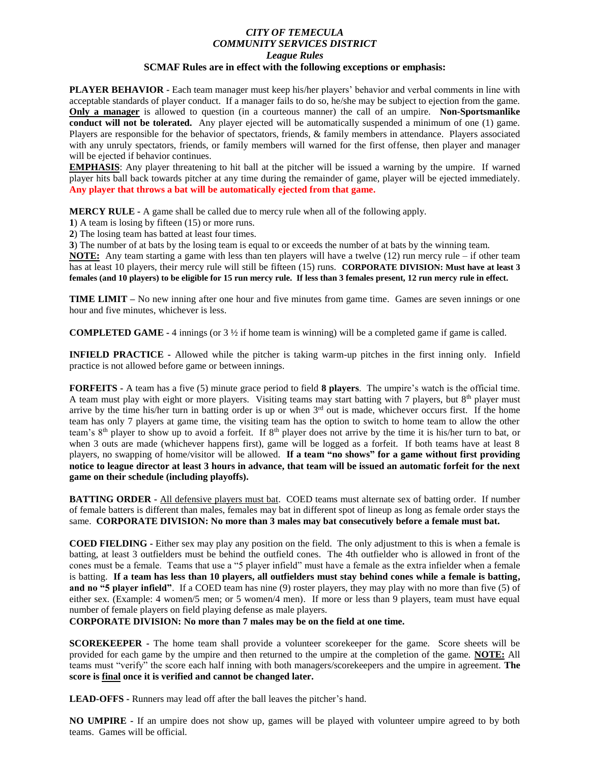# *CITY OF TEMECULA*
## *COMMUNITY SERVICES DISTRICT*
### *League Rules*
**SCMAF Rules are in effect with the following exceptions or emphasis:**

**PLAYER BEHAVIOR -** Each team manager must keep his/her players' behavior and verbal comments in line with acceptable standards of player conduct. If a manager fails to do so, he/she may be subject to ejection from the game. **Only a manager** is allowed to question (in a courteous manner) the call of an umpire. **Non-Sportsmanlike conduct will not be tolerated.** Any player ejected will be automatically suspended a minimum of one (1) game. Players are responsible for the behavior of spectators, friends, & family members in attendance. Players associated with any unruly spectators, friends, or family members will warned for the first offense, then player and manager will be ejected if behavior continues.

**EMPHASIS**: Any player threatening to hit ball at the pitcher will be issued a warning by the umpire. If warned player hits ball back towards pitcher at any time during the remainder of game, player will be ejected immediately. **Any player that throws a bat will be automatically ejected from that game.**

**MERCY RULE -** A game shall be called due to mercy rule when all of the following apply.

**1**) A team is losing by fifteen (15) or more runs.

**2**) The losing team has batted at least four times.

**3**) The number of at bats by the losing team is equal to or exceeds the number of at bats by the winning team.

**NOTE:** Any team starting a game with less than ten players will have a twelve (12) run mercy rule – if other team has at least 10 players, their mercy rule will still be fifteen (15) runs. **CORPORATE DIVISION: Must have at least 3 females (and 10 players) to be eligible for 15 run mercy rule. If less than 3 females present, 12 run mercy rule in effect.**

**TIME LIMIT –** No new inning after one hour and five minutes from game time. Games are seven innings or one hour and five minutes, whichever is less.

**COMPLETED GAME -** 4 innings (or 3 ½ if home team is winning) will be a completed game if game is called.

**INFIELD PRACTICE -** Allowed while the pitcher is taking warm-up pitches in the first inning only. Infield practice is not allowed before game or between innings.

**FORFEITS -** A team has a five (5) minute grace period to field **8 players**. The umpire's watch is the official time. A team must play with eight or more players. Visiting teams may start batting with 7 players, but 8th player must arrive by the time his/her turn in batting order is up or when 3rd out is made, whichever occurs first. If the home team has only 7 players at game time, the visiting team has the option to switch to home team to allow the other team's 8th player to show up to avoid a forfeit. If 8th player does not arrive by the time it is his/her turn to bat, or when 3 outs are made (whichever happens first), game will be logged as a forfeit. If both teams have at least 8 players, no swapping of home/visitor will be allowed. **If a team "no shows" for a game without first providing notice to league director at least 3 hours in advance, that team will be issued an automatic forfeit for the next game on their schedule (including playoffs).**

**BATTING ORDER -** All defensive players must bat. COED teams must alternate sex of batting order. If number of female batters is different than males, females may bat in different spot of lineup as long as female order stays the same. **CORPORATE DIVISION: No more than 3 males may bat consecutively before a female must bat.**

**COED FIELDING -** Either sex may play any position on the field. The only adjustment to this is when a female is batting, at least 3 outfielders must be behind the outfield cones. The 4th outfielder who is allowed in front of the cones must be a female. Teams that use a "5 player infield" must have a female as the extra infielder when a female is batting. **If a team has less than 10 players, all outfielders must stay behind cones while a female is batting, and no "5 player infield"**. If a COED team has nine (9) roster players, they may play with no more than five (5) of either sex. (Example: 4 women/5 men; or 5 women/4 men). If more or less than 9 players, team must have equal number of female players on field playing defense as male players.

**CORPORATE DIVISION: No more than 7 males may be on the field at one time.**

**SCOREKEEPER -** The home team shall provide a volunteer scorekeeper for the game. Score sheets will be provided for each game by the umpire and then returned to the umpire at the completion of the game. **NOTE:** All teams must "verify" the score each half inning with both managers/scorekeepers and the umpire in agreement. **The score is final once it is verified and cannot be changed later.**

**LEAD-OFFS -** Runners may lead off after the ball leaves the pitcher's hand.

**NO UMPIRE -** If an umpire does not show up, games will be played with volunteer umpire agreed to by both teams. Games will be official.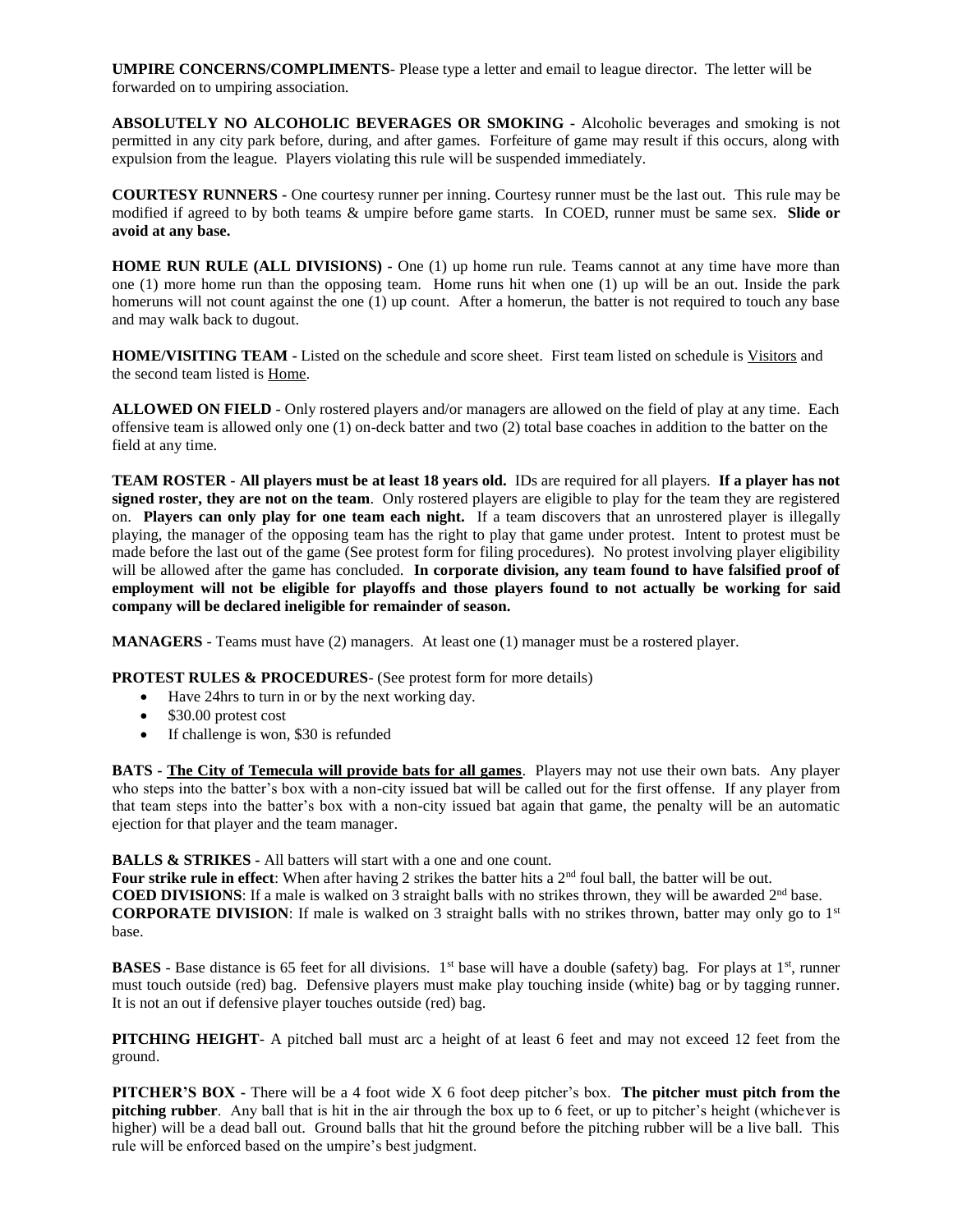**UMPIRE CONCERNS/COMPLIMENTS**- Please type a letter and email to league director. The letter will be forwarded on to umpiring association.

**ABSOLUTELY NO ALCOHOLIC BEVERAGES OR SMOKING -** Alcoholic beverages and smoking is not permitted in any city park before, during, and after games. Forfeiture of game may result if this occurs, along with expulsion from the league. Players violating this rule will be suspended immediately.

**COURTESY RUNNERS -** One courtesy runner per inning. Courtesy runner must be the last out. This rule may be modified if agreed to by both teams & umpire before game starts. In COED, runner must be same sex. **Slide or avoid at any base.**

**HOME RUN RULE (ALL DIVISIONS) -** One (1) up home run rule. Teams cannot at any time have more than one (1) more home run than the opposing team. Home runs hit when one (1) up will be an out. Inside the park homeruns will not count against the one (1) up count. After a homerun, the batter is not required to touch any base and may walk back to dugout.

**HOME/VISITING TEAM -** Listed on the schedule and score sheet. First team listed on schedule is Visitors and the second team listed is Home.

**ALLOWED ON FIELD** - Only rostered players and/or managers are allowed on the field of play at any time. Each offensive team is allowed only one (1) on-deck batter and two (2) total base coaches in addition to the batter on the field at any time.

**TEAM ROSTER - All players must be at least 18 years old.** IDs are required for all players. **If a player has not signed roster, they are not on the team**. Only rostered players are eligible to play for the team they are registered on. **Players can only play for one team each night.** If a team discovers that an unrostered player is illegally playing, the manager of the opposing team has the right to play that game under protest. Intent to protest must be made before the last out of the game (See protest form for filing procedures). No protest involving player eligibility will be allowed after the game has concluded. **In corporate division, any team found to have falsified proof of employment will not be eligible for playoffs and those players found to not actually be working for said company will be declared ineligible for remainder of season.**

**MANAGERS** - Teams must have (2) managers. At least one (1) manager must be a rostered player.

**PROTEST RULES & PROCEDURES**- (See protest form for more details)

- Have 24hrs to turn in or by the next working day.
- \$30.00 protest cost
- If challenge is won, \$30 is refunded

**BATS - The City of Temecula will provide bats for all games**. Players may not use their own bats. Any player who steps into the batter's box with a non-city issued bat will be called out for the first offense. If any player from that team steps into the batter's box with a non-city issued bat again that game, the penalty will be an automatic ejection for that player and the team manager.

**BALLS & STRIKES -** All batters will start with a one and one count.
**Four strike rule in effect**: When after having 2 strikes the batter hits a 2nd foul ball, the batter will be out.
**COED DIVISIONS**: If a male is walked on 3 straight balls with no strikes thrown, they will be awarded 2nd base.
**CORPORATE DIVISION**: If male is walked on 3 straight balls with no strikes thrown, batter may only go to 1st base.

**BASES** - Base distance is 65 feet for all divisions. 1st base will have a double (safety) bag. For plays at 1st, runner must touch outside (red) bag. Defensive players must make play touching inside (white) bag or by tagging runner. It is not an out if defensive player touches outside (red) bag.

**PITCHING HEIGHT**- A pitched ball must arc a height of at least 6 feet and may not exceed 12 feet from the ground.

**PITCHER'S BOX -** There will be a 4 foot wide X 6 foot deep pitcher's box. **The pitcher must pitch from the pitching rubber**. Any ball that is hit in the air through the box up to 6 feet, or up to pitcher's height (whichever is higher) will be a dead ball out. Ground balls that hit the ground before the pitching rubber will be a live ball. This rule will be enforced based on the umpire's best judgment.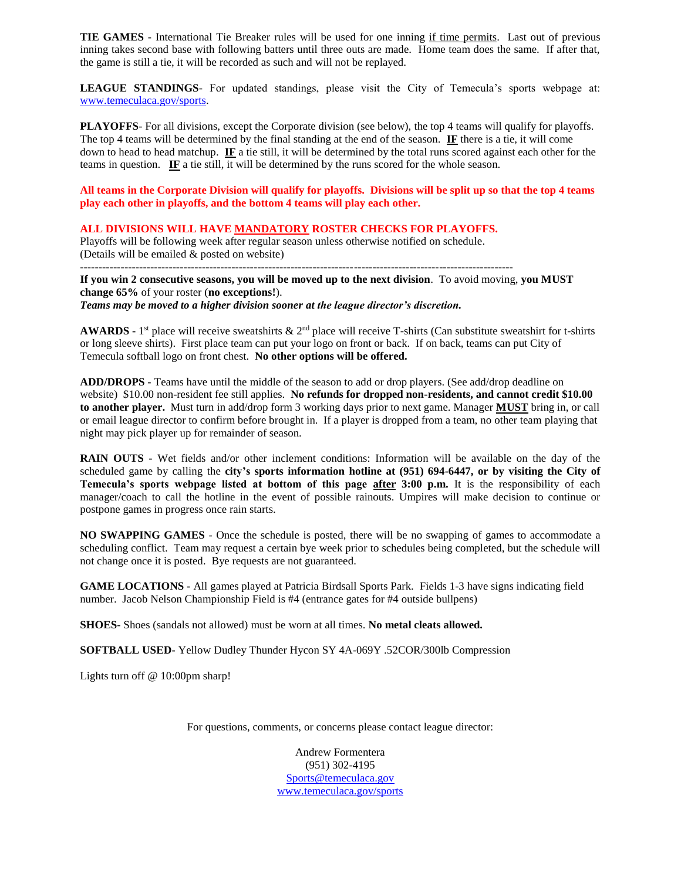**TIE GAMES -** International Tie Breaker rules will be used for one inning <u>if time permits</u>. Last out of previous inning takes second base with following batters until three outs are made. Home team does the same. If after that, the game is still a tie, it will be recorded as such and will not be replayed.

**LEAGUE STANDINGS**- For updated standings, please visit the City of Temecula's sports webpage at: www.temeculaca.gov/sports.

**PLAYOFFS**- For all divisions, except the Corporate division (see below), the top 4 teams will qualify for playoffs. The top 4 teams will be determined by the final standing at the end of the season. **<u>IF</u>** there is a tie, it will come down to head to head matchup. **<u>IF</u>** a tie still, it will be determined by the total runs scored against each other for the teams in question. **<u>IF</u>** a tie still, it will be determined by the runs scored for the whole season.

**All teams in the Corporate Division will qualify for playoffs. Divisions will be split up so that the top 4 teams play each other in playoffs, and the bottom 4 teams will play each other.**

**ALL DIVISIONS WILL HAVE <u>MANDATORY</u> ROSTER CHECKS FOR PLAYOFFS.**
Playoffs will be following week after regular season unless otherwise notified on schedule.
(Details will be emailed & posted on website)

---

**If you win 2 consecutive seasons, you will be moved up to the next division**. To avoid moving, **you MUST change 65%** of your roster (**no exceptions!**).
***Teams may be moved to a higher division sooner at the league director's discretion.***

**AWARDS -** 1st place will receive sweatshirts & 2nd place will receive T-shirts (Can substitute sweatshirt for t-shirts or long sleeve shirts). First place team can put your logo on front or back. If on back, teams can put City of Temecula softball logo on front chest. **No other options will be offered.**

**ADD/DROPS -** Teams have until the middle of the season to add or drop players. (See add/drop deadline on website) $10.00 non-resident fee still applies. **No refunds for dropped non-residents, and cannot credit $10.00 to another player.** Must turn in add/drop form 3 working days prior to next game. Manager **<u>MUST</u>** bring in, or call or email league director to confirm before brought in. If a player is dropped from a team, no other team playing that night may pick player up for remainder of season.

**RAIN OUTS -** Wet fields and/or other inclement conditions: Information will be available on the day of the scheduled game by calling the **city's sports information hotline at (951) 694-6447, or by visiting the City of Temecula's sports webpage listed at bottom of this page <u>after</u> 3:00 p.m.** It is the responsibility of each manager/coach to call the hotline in the event of possible rainouts. Umpires will make decision to continue or postpone games in progress once rain starts.

**NO SWAPPING GAMES** - Once the schedule is posted, there will be no swapping of games to accommodate a scheduling conflict. Team may request a certain bye week prior to schedules being completed, but the schedule will not change once it is posted. Bye requests are not guaranteed.

**GAME LOCATIONS -** All games played at Patricia Birdsall Sports Park. Fields 1-3 have signs indicating field number. Jacob Nelson Championship Field is #4 (entrance gates for #4 outside bullpens)

**SHOES-** Shoes (sandals not allowed) must be worn at all times. **No metal cleats allowed.**

**SOFTBALL USED-** Yellow Dudley Thunder Hycon SY 4A-069Y .52COR/300lb Compression

Lights turn off @ 10:00pm sharp!

For questions, comments, or concerns please contact league director:

Andrew Formentera
(951) 302-4195
Sports@temeculaca.gov
www.temeculaca.gov/sports